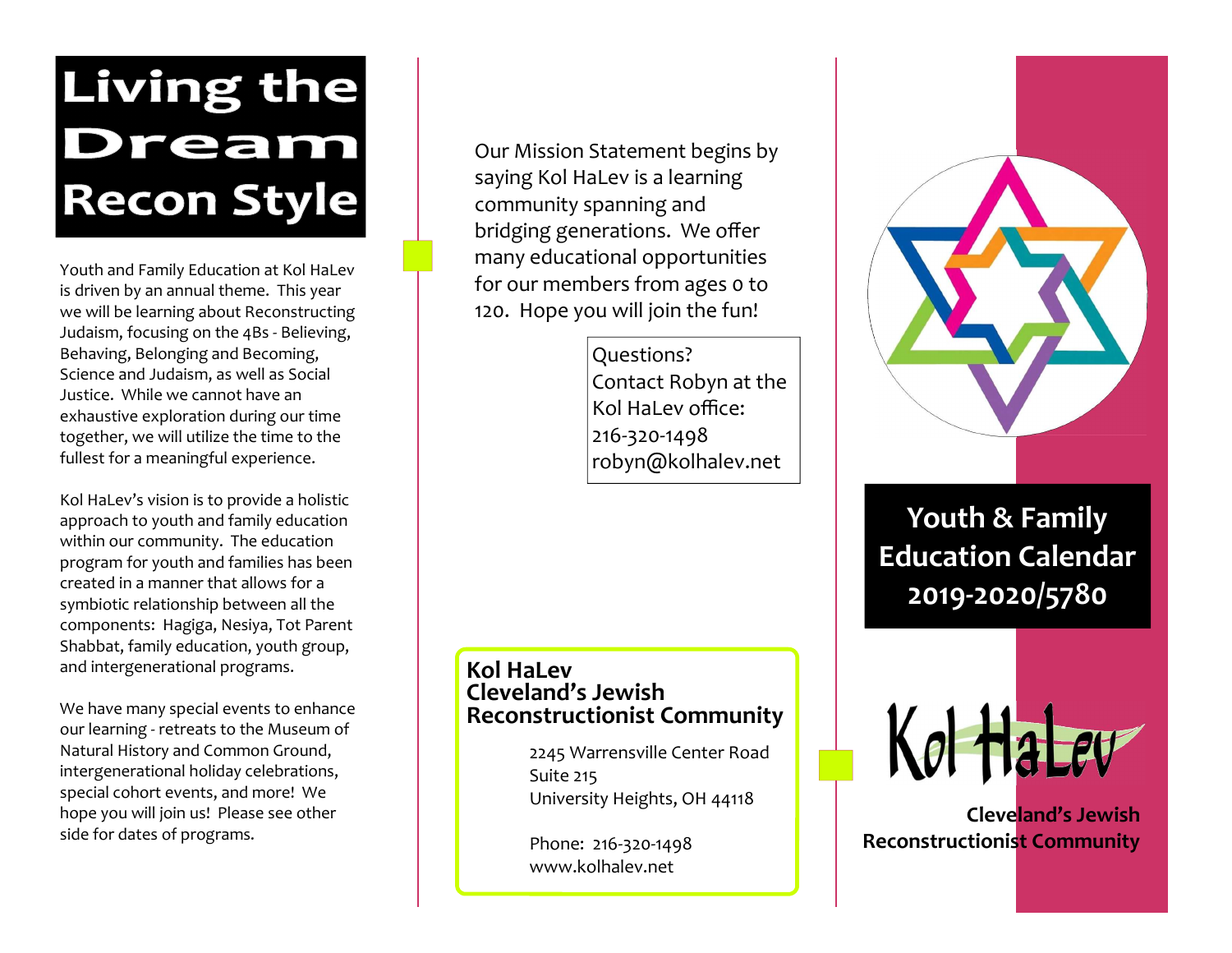# Living the Dream Recon Style

Youth and Family Education at Kol HaLev is driven by an annual theme. This year we will be learning about Reconstructing Judaism, focusing on the 4Bs - Believing, Behaving, Belonging and Becoming, Science and Judaism, as well as Social Justice. While we cannot have an exhaustive exploration during our time together, we will utilize the time to the fullest for a meaningful experience.

Kol HaLev's vision is to provide a holistic approach to youth and family education within our community. The education program for youth and families has been created in a manner that allows for a symbiotic relationship between all the components: Hagiga, Nesiya, Tot Parent Shabbat, family education, youth group, and intergenerational programs.

We have many special events to enhance our learning - retreats to the Museum of Natural History and Common Ground, intergenerational holiday celebrations, special cohort events, and more! We hope you will join us! Please see other side for dates of programs.

Our Mission Statement begins by saying Kol HaLev is a learning community spanning and bridging generations. We offer many educational opportunities for our members from ages 0 to 120. Hope you will join the fun!

Questions?
Contact Robyn at the Kol HaLev office:
216-320-1498
robyn@kolhalev.net

**Kol HaLev**
**Cleveland's Jewish Reconstructionist Community**

2245 Warrensville Center Road
Suite 215
University Heights, OH 44118

Phone: 216-320-1498
www.kolhalev.net

## Youth & Family Education Calendar 2019-2020/5780

Kol HaLev

**Cleveland's Jewish Reconstructionist Community**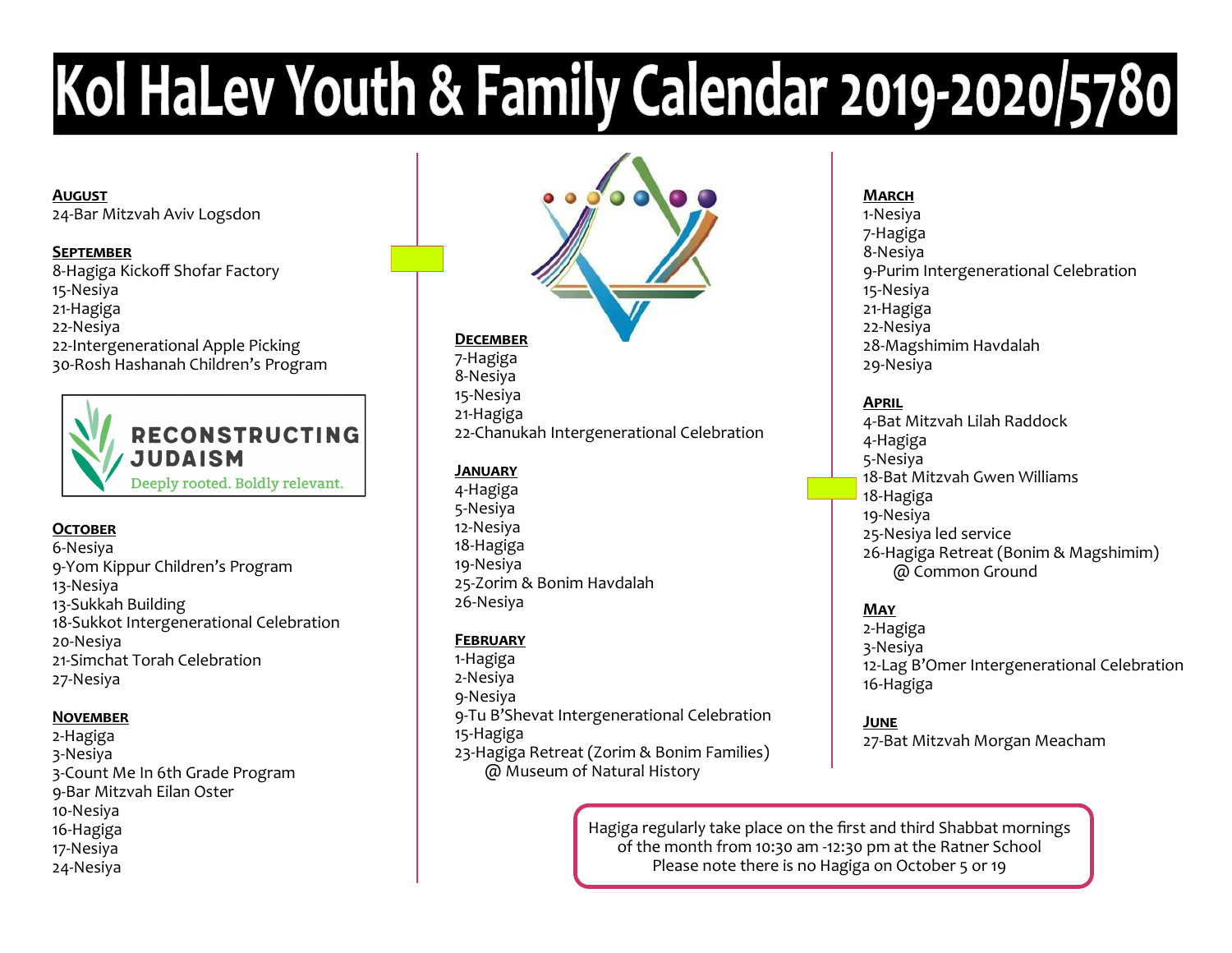# Kol HaLev Youth & Family Calendar 2019-2020/5780

**AUGUST**
24-Bar Mitzvah Aviv Logsdon

**SEPTEMBER**
8-Hagiga Kickoff Shofar Factory
15-Nesiya
21-Hagiga
22-Nesiya
22-Intergenerational Apple Picking
30-Rosh Hashanah Children's Program

RECONSTRUCTING JUDAISM
Deeply rooted. Boldly relevant.

**OCTOBER**
6-Nesiya
9-Yom Kippur Children's Program
13-Nesiya
13-Sukkah Building
18-Sukkot Intergenerational Celebration
20-Nesiya
21-Simchat Torah Celebration
27-Nesiya

**NOVEMBER**
2-Hagiga
3-Nesiya
3-Count Me In 6th Grade Program
9-Bar Mitzvah Eilan Oster
10-Nesiya
16-Hagiga
17-Nesiya
24-Nesiya

**DECEMBER**
7-Hagiga
8-Nesiya
15-Nesiya
21-Hagiga
22-Chanukah Intergenerational Celebration

**JANUARY**
4-Hagiga
5-Nesiya
12-Nesiya
18-Hagiga
19-Nesiya
25-Zorim & Bonim Havdalah
26-Nesiya

**FEBRUARY**
1-Hagiga
2-Nesiya
9-Nesiya
9-Tu B'Shevat Intergenerational Celebration
15-Hagiga
23-Hagiga Retreat (Zorim & Bonim Families)
@ Museum of Natural History

**MARCH**
1-Nesiya
7-Hagiga
8-Nesiya
9-Purim Intergenerational Celebration
15-Nesiya
21-Hagiga
22-Nesiya
28-Magshimim Havdalah
29-Nesiya

**APRIL**
4-Bat Mitzvah Lilah Raddock
4-Hagiga
5-Nesiya
18-Bat Mitzvah Gwen Williams
18-Hagiga
19-Nesiya
25-Nesiya led service
26-Hagiga Retreat (Bonim & Magshimim)
@ Common Ground

**MAY**
2-Hagiga
3-Nesiya
12-Lag B'Omer Intergenerational Celebration
16-Hagiga

**JUNE**
27-Bat Mitzvah Morgan Meacham

Hagiga regularly take place on the first and third Shabbat mornings of the month from 10:30 am -12:30 pm at the Ratner School
Please note there is no Hagiga on October 5 or 19